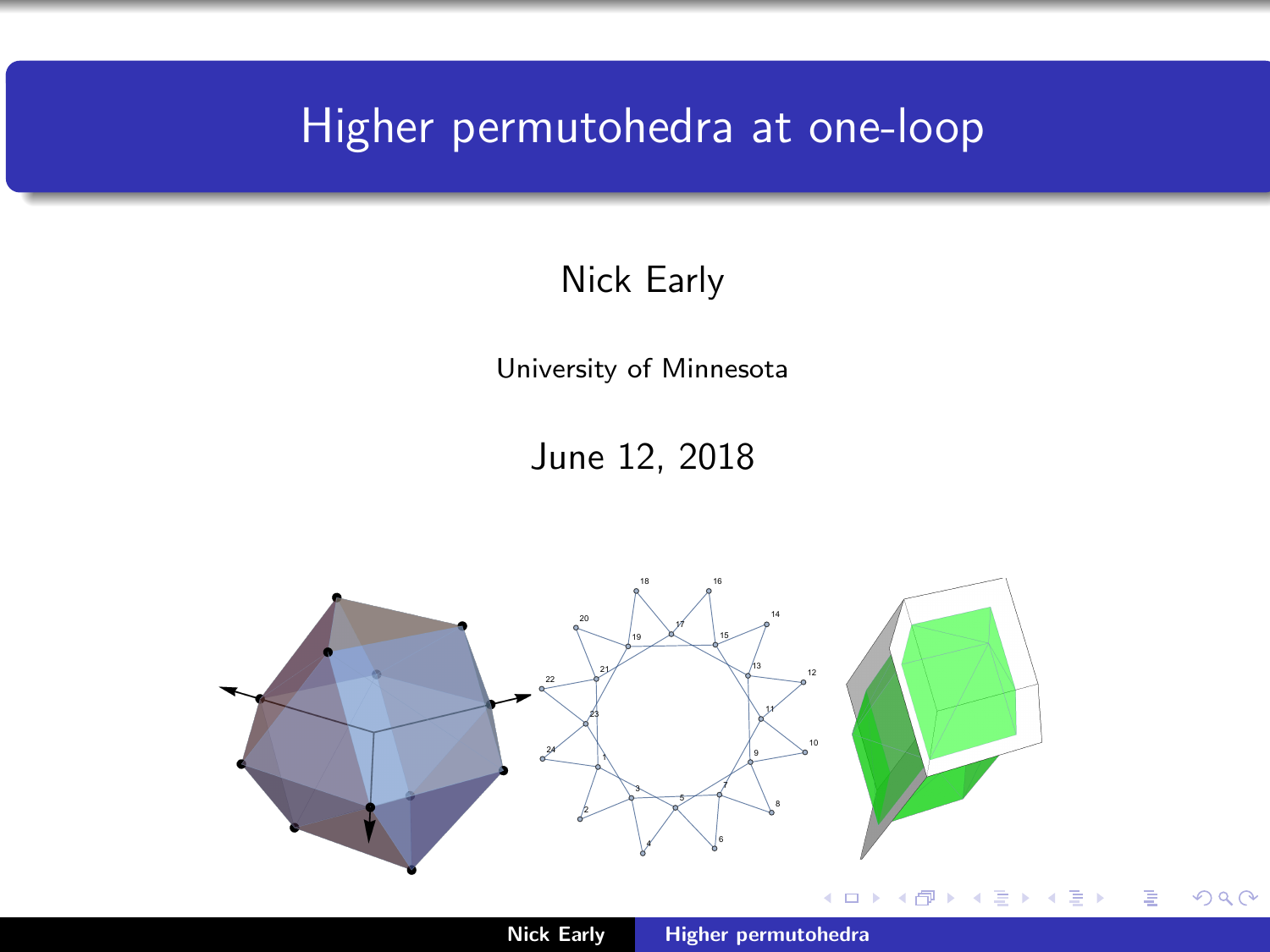# Higher permutohedra at one-loop

Nick Early

University of Minnesota

June 12, 2018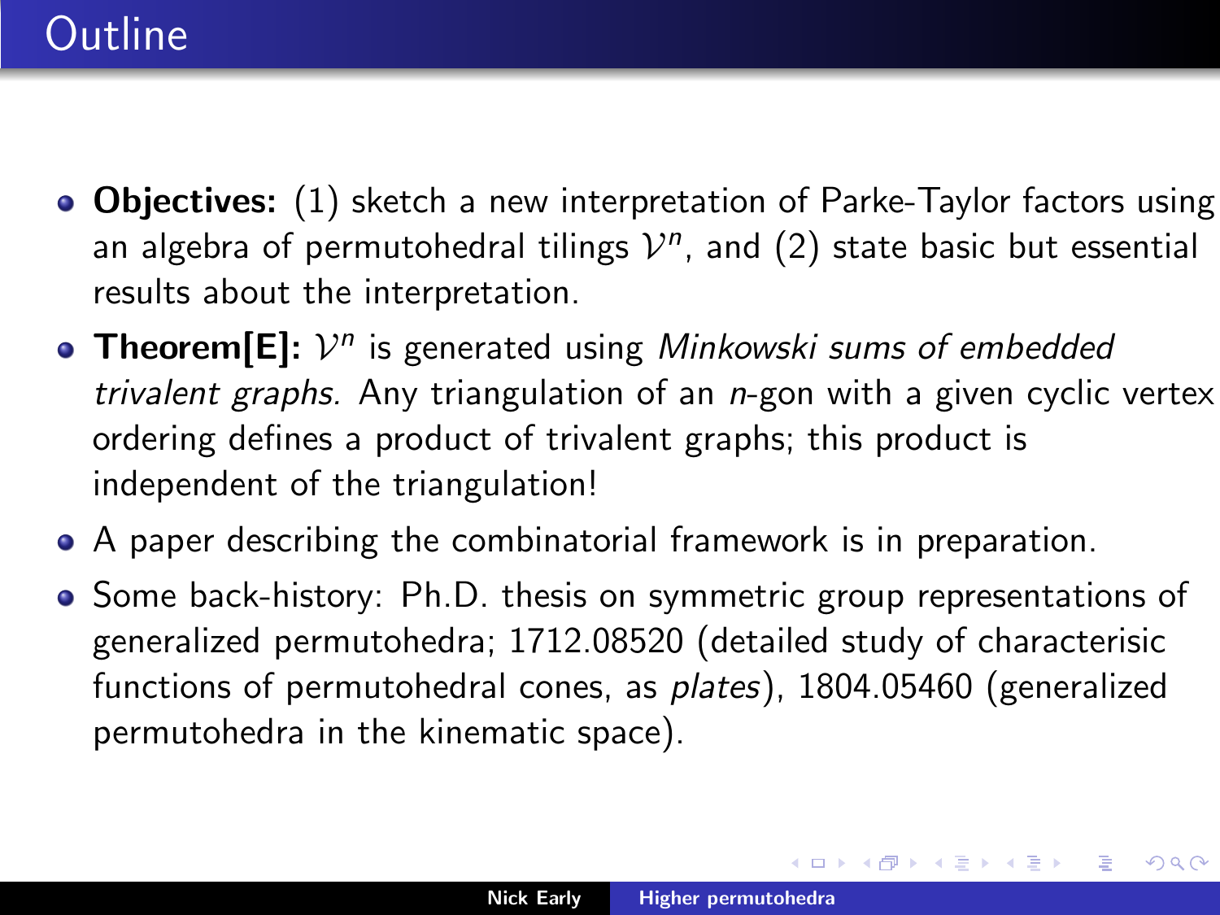# Outline

- **Objectives:** (1) sketch a new interpretation of Parke-Taylor factors using an algebra of permutohedral tilings $\mathcal{V}^n$, and (2) state basic but essential results about the interpretation.
- **Theorem[E]:** $\mathcal{V}^n$ is generated using *Minkowski sums of embedded trivalent graphs.* Any triangulation of an $n$-gon with a given cyclic vertex ordering defines a product of trivalent graphs; this product is independent of the triangulation!
- A paper describing the combinatorial framework is in preparation.
- Some back-history: Ph.D. thesis on symmetric group representations of generalized permutohedra; 1712.08520 (detailed study of characterisic functions of permutohedral cones, as *plates*), 1804.05460 (generalized permutohedra in the kinematic space).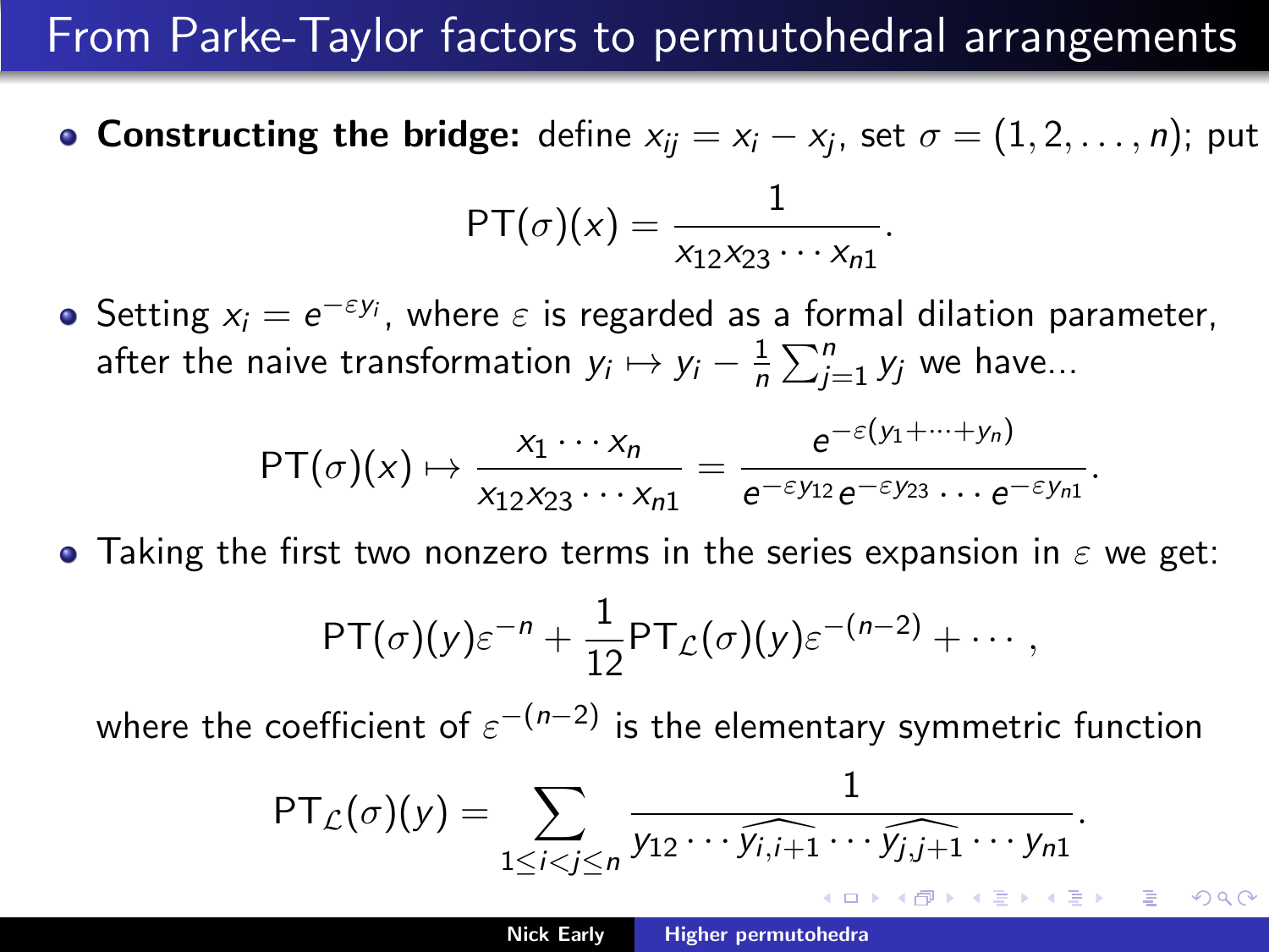# From Parke-Taylor factors to permutohedral arrangements

- **Constructing the bridge:** define $x_{ij} = x_i - x_j$, set $\sigma = (1, 2, \ldots, n)$; put

$$\text{PT}(\sigma)(x) = \frac{1}{x_{12}x_{23}\cdots x_{n1}}.$$

- Setting $x_i = e^{-\varepsilon y_i}$, where $\varepsilon$ is regarded as a formal dilation parameter, after the naive transformation $y_i \mapsto y_i - \frac{1}{n}\sum_{j=1}^{n} y_j$ we have...

$$\text{PT}(\sigma)(x) \mapsto \frac{x_1 \cdots x_n}{x_{12}x_{23}\cdots x_{n1}} = \frac{e^{-\varepsilon(y_1+\cdots+y_n)}}{e^{-\varepsilon y_{12}}e^{-\varepsilon y_{23}}\cdots e^{-\varepsilon y_{n1}}}.$$

- Taking the first two nonzero terms in the series expansion in $\varepsilon$ we get:

$$\text{PT}(\sigma)(y)\varepsilon^{-n} + \frac{1}{12}\text{PT}_{\mathcal{L}}(\sigma)(y)\varepsilon^{-(n-2)} + \cdots,$$

where the coefficient of $\varepsilon^{-(n-2)}$ is the elementary symmetric function

$$\text{PT}_{\mathcal{L}}(\sigma)(y) = \sum_{1\le i<j\le n} \frac{1}{y_{12}\cdots \widehat{y_{i,i+1}}\cdots \widehat{y_{j,j+1}}\cdots y_{n1}}.$$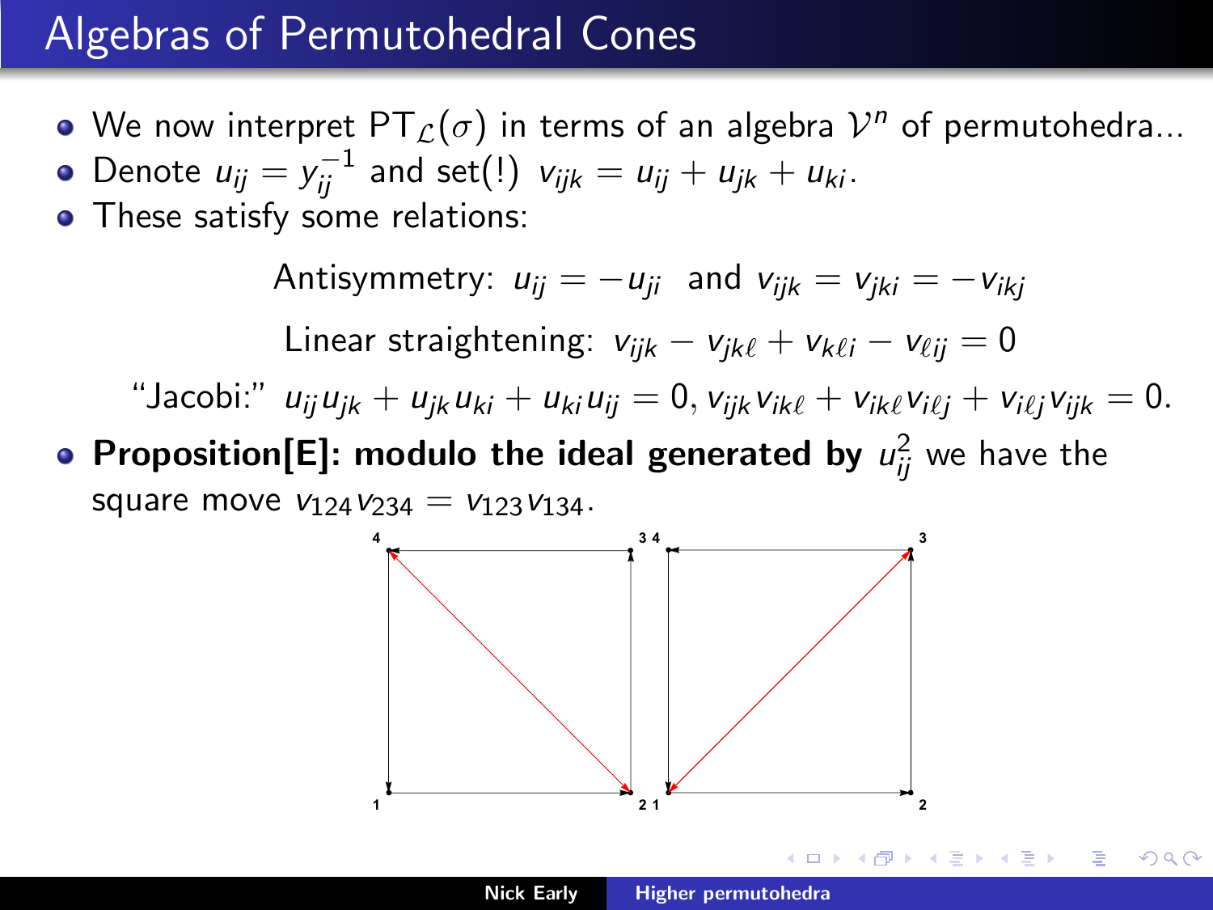# Algebras of Permutohedral Cones

- We now interpret $\mathrm{PT}_{\mathcal{L}}(\sigma)$ in terms of an algebra $\mathcal{V}^n$ of permutohedra...
- Denote $u_{ij} = y_{ij}^{-1}$ and set(!) $v_{ijk} = u_{ij} + u_{jk} + u_{ki}$.
- These satisfy some relations:

$$\text{Antisymmetry: } u_{ij} = -u_{ji} \text{ and } v_{ijk} = v_{jki} = -v_{ikj}$$

$$\text{Linear straightening: } v_{ijk} - v_{jk\ell} + v_{k\ell i} - v_{\ell ij} = 0$$

$$\text{“Jacobi:” } u_{ij}u_{jk} + u_{jk}u_{ki} + u_{ki}u_{ij} = 0, v_{ijk}v_{ik\ell} + v_{ik\ell}v_{i\ell j} + v_{i\ell j}v_{ijk} = 0.$$

- **Proposition[E]: modulo the ideal generated by** $u_{ij}^2$ we have the square move $v_{124}v_{234} = v_{123}v_{134}$.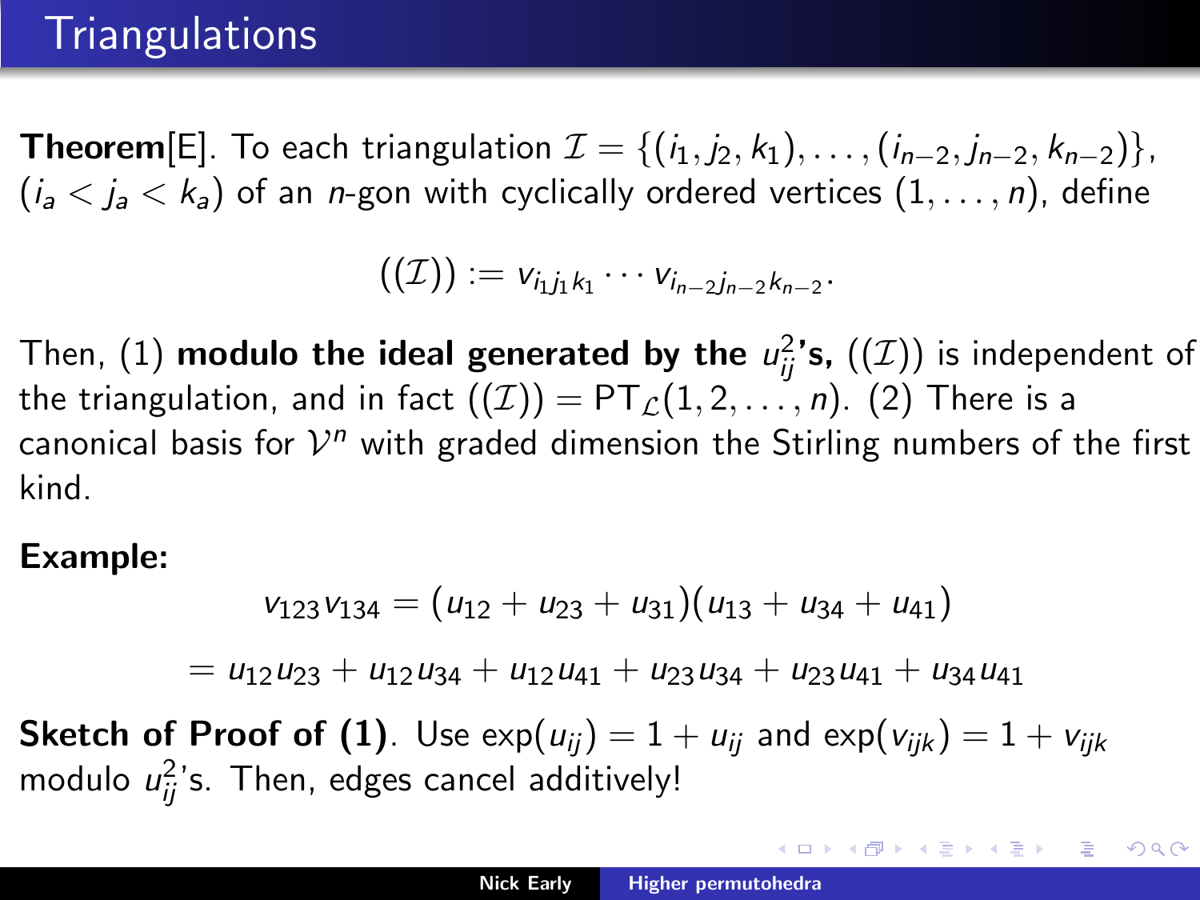# Triangulations

**Theorem**[E]. To each triangulation $\mathcal{I} = \{(i_1, j_2, k_1), \ldots, (i_{n-2}, j_{n-2}, k_{n-2})\}$, $(i_a < j_a < k_a)$ of an $n$-gon with cyclically ordered vertices $(1, \ldots, n)$, define

$$((\mathcal{I})) := v_{i_1 j_1 k_1} \cdots v_{i_{n-2} j_{n-2} k_{n-2}}.$$

Then, (1) **modulo the ideal generated by the $u_{ij}^2$'s,** $((\mathcal{I}))$ is independent of the triangulation, and in fact $((\mathcal{I})) = \mathrm{PT}_{\mathcal{L}}(1, 2, \ldots, n)$. (2) There is a canonical basis for $\mathcal{V}^n$ with graded dimension the Stirling numbers of the first kind.

**Example:**

$$v_{123} v_{134} = (u_{12} + u_{23} + u_{31})(u_{13} + u_{34} + u_{41})$$

$$= u_{12} u_{23} + u_{12} u_{34} + u_{12} u_{41} + u_{23} u_{34} + u_{23} u_{41} + u_{34} u_{41}$$

**Sketch of Proof of (1)**. Use $\exp(u_{ij}) = 1 + u_{ij}$ and $\exp(v_{ijk}) = 1 + v_{ijk}$ modulo $u_{ij}^2$'s. Then, edges cancel additively!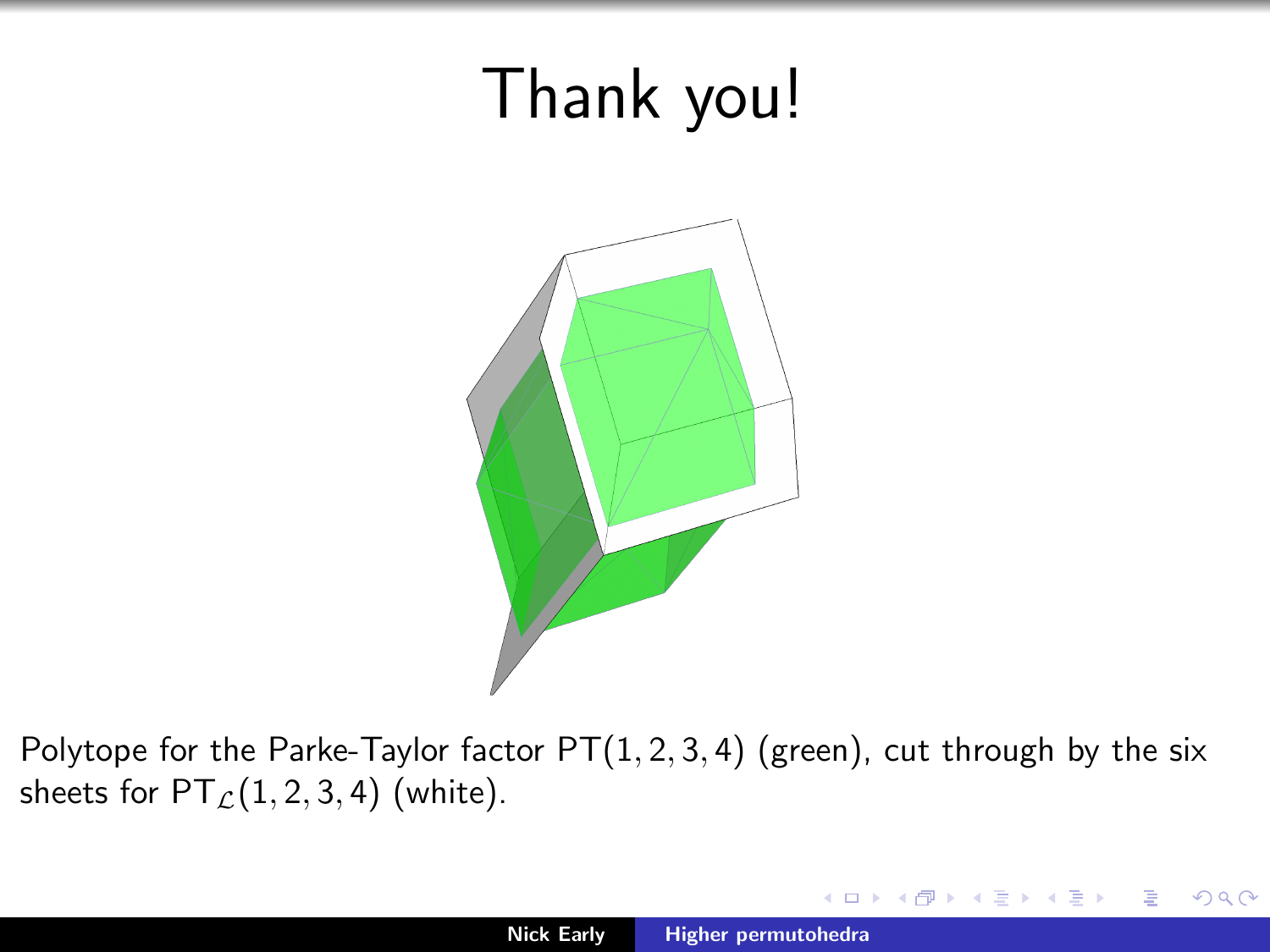# Thank you!

Polytope for the Parke-Taylor factor $\mathrm{PT}(1, 2, 3, 4)$ (green), cut through by the six sheets for $\mathrm{PT}_{\mathcal{L}}(1, 2, 3, 4)$ (white).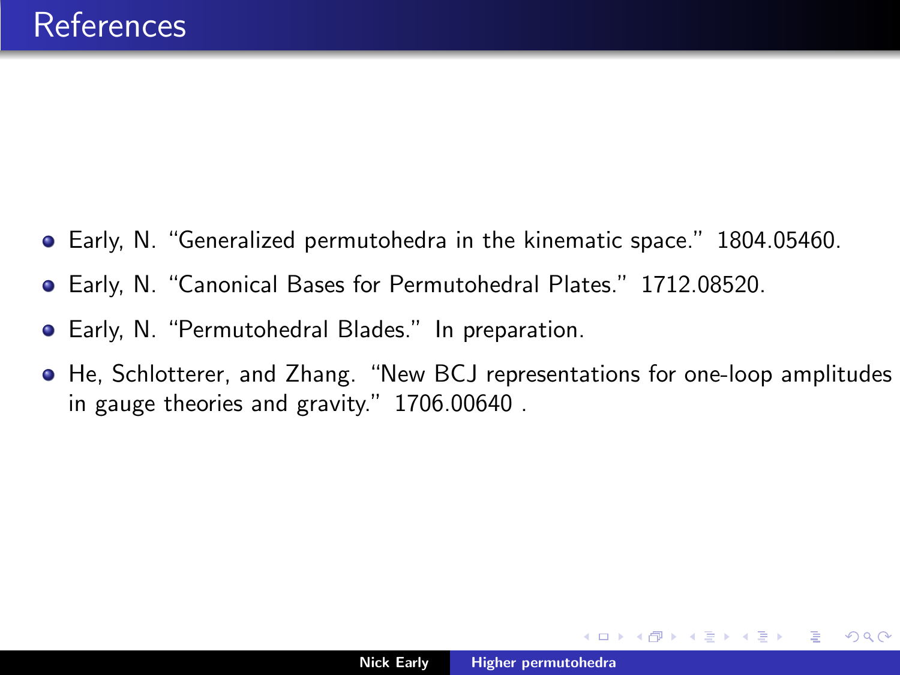# References

- Early, N. "Generalized permutohedra in the kinematic space." 1804.05460.
- Early, N. "Canonical Bases for Permutohedral Plates." 1712.08520.
- Early, N. "Permutohedral Blades." In preparation.
- He, Schlotterer, and Zhang. "New BCJ representations for one-loop amplitudes in gauge theories and gravity." 1706.00640 .